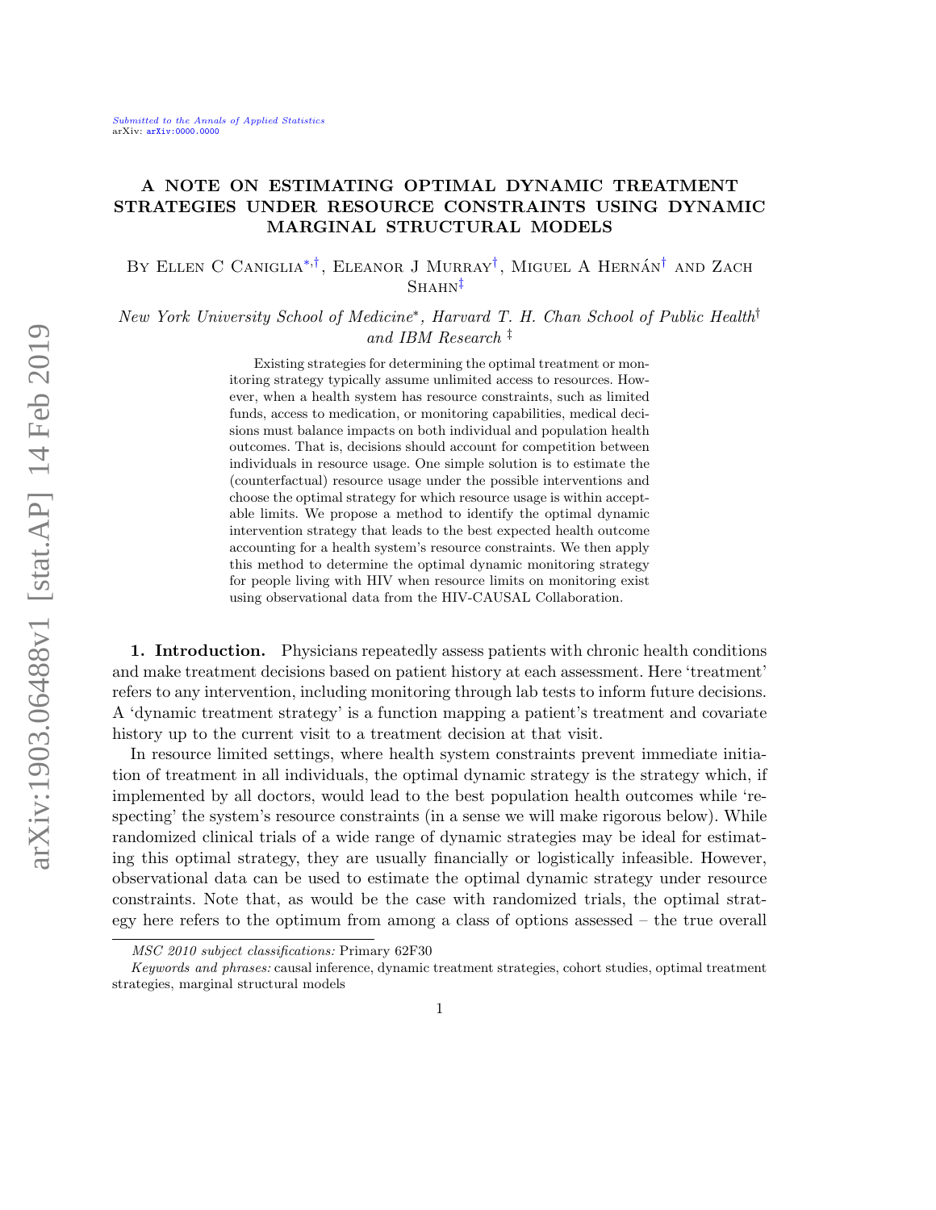# A NOTE ON ESTIMATING OPTIMAL DYNAMIC TREATMENT STRATEGIES UNDER RESOURCE CONSTRAINTS USING DYNAMIC MARGINAL STRUCTURAL MODELS

By Ellen C Caniglia[*,†], Eleanor J Murray[†], Miguel A Hernán[†] and Zach Shahn[‡]

*New York University School of Medicine*[*], *Harvard T. H. Chan School of Public Health*[†] *and IBM Research*[‡]

Existing strategies for determining the optimal treatment or monitoring strategy typically assume unlimited access to resources. However, when a health system has resource constraints, such as limited funds, access to medication, or monitoring capabilities, medical decisions must balance impacts on both individual and population health outcomes. That is, decisions should account for competition between individuals in resource usage. One simple solution is to estimate the (counterfactual) resource usage under the possible interventions and choose the optimal strategy for which resource usage is within acceptable limits. We propose a method to identify the optimal dynamic intervention strategy that leads to the best expected health outcome accounting for a health system's resource constraints. We then apply this method to determine the optimal dynamic monitoring strategy for people living with HIV when resource limits on monitoring exist using observational data from the HIV-CAUSAL Collaboration.

**1. Introduction.** Physicians repeatedly assess patients with chronic health conditions and make treatment decisions based on patient history at each assessment. Here 'treatment' refers to any intervention, including monitoring through lab tests to inform future decisions. A 'dynamic treatment strategy' is a function mapping a patient's treatment and covariate history up to the current visit to a treatment decision at that visit.

In resource limited settings, where health system constraints prevent immediate initiation of treatment in all individuals, the optimal dynamic strategy is the strategy which, if implemented by all doctors, would lead to the best population health outcomes while 'respecting' the system's resource constraints (in a sense we will make rigorous below). While randomized clinical trials of a wide range of dynamic strategies may be ideal for estimating this optimal strategy, they are usually financially or logistically infeasible. However, observational data can be used to estimate the optimal dynamic strategy under resource constraints. Note that, as would be the case with randomized trials, the optimal strategy here refers to the optimum from among a class of options assessed – the true overall

*MSC 2010 subject classifications:* Primary 62F30

*Keywords and phrases:* causal inference, dynamic treatment strategies, cohort studies, optimal treatment strategies, marginal structural models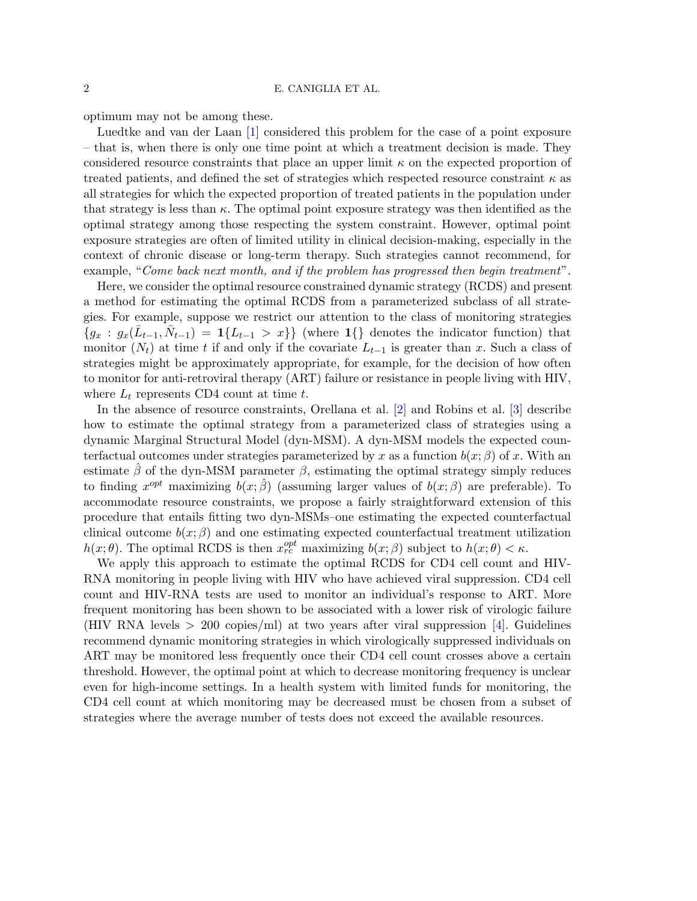optimum may not be among these.

Luedtke and van der Laan [1] considered this problem for the case of a point exposure – that is, when there is only one time point at which a treatment decision is made. They considered resource constraints that place an upper limit $\kappa$ on the expected proportion of treated patients, and defined the set of strategies which respected resource constraint $\kappa$ as all strategies for which the expected proportion of treated patients in the population under that strategy is less than $\kappa$. The optimal point exposure strategy was then identified as the optimal strategy among those respecting the system constraint. However, optimal point exposure strategies are often of limited utility in clinical decision-making, especially in the context of chronic disease or long-term therapy. Such strategies cannot recommend, for example, "*Come back next month, and if the problem has progressed then begin treatment*".

Here, we consider the optimal resource constrained dynamic strategy (RCDS) and present a method for estimating the optimal RCDS from a parameterized subclass of all strategies. For example, suppose we restrict our attention to the class of monitoring strategies $\{g_x : g_x(\bar{L}_{t-1}, \bar{N}_{t-1}) = \mathbf{1}\{L_{t-1} > x\}\}$ (where $\mathbf{1}\{\}$ denotes the indicator function) that monitor $(N_t)$ at time $t$ if and only if the covariate $L_{t-1}$ is greater than $x$. Such a class of strategies might be approximately appropriate, for example, for the decision of how often to monitor for anti-retroviral therapy (ART) failure or resistance in people living with HIV, where $L_t$ represents CD4 count at time $t$.

In the absence of resource constraints, Orellana et al. [2] and Robins et al. [3] describe how to estimate the optimal strategy from a parameterized class of strategies using a dynamic Marginal Structural Model (dyn-MSM). A dyn-MSM models the expected counterfactual outcomes under strategies parameterized by $x$ as a function $b(x; \beta)$ of $x$. With an estimate $\hat{\beta}$ of the dyn-MSM parameter $\beta$, estimating the optimal strategy simply reduces to finding $x^{opt}$ maximizing $b(x; \hat{\beta})$ (assuming larger values of $b(x; \beta)$ are preferable). To accommodate resource constraints, we propose a fairly straightforward extension of this procedure that entails fitting two dyn-MSMs–one estimating the expected counterfactual clinical outcome $b(x; \beta)$ and one estimating expected counterfactual treatment utilization $h(x; \theta)$. The optimal RCDS is then $x^{opt}_{rc}$ maximizing $b(x; \beta)$ subject to $h(x; \theta) < \kappa$.

We apply this approach to estimate the optimal RCDS for CD4 cell count and HIV-RNA monitoring in people living with HIV who have achieved viral suppression. CD4 cell count and HIV-RNA tests are used to monitor an individual's response to ART. More frequent monitoring has been shown to be associated with a lower risk of virologic failure (HIV RNA levels $>$ 200 copies/ml) at two years after viral suppression [4]. Guidelines recommend dynamic monitoring strategies in which virologically suppressed individuals on ART may be monitored less frequently once their CD4 cell count crosses above a certain threshold. However, the optimal point at which to decrease monitoring frequency is unclear even for high-income settings. In a health system with limited funds for monitoring, the CD4 cell count at which monitoring may be decreased must be chosen from a subset of strategies where the average number of tests does not exceed the available resources.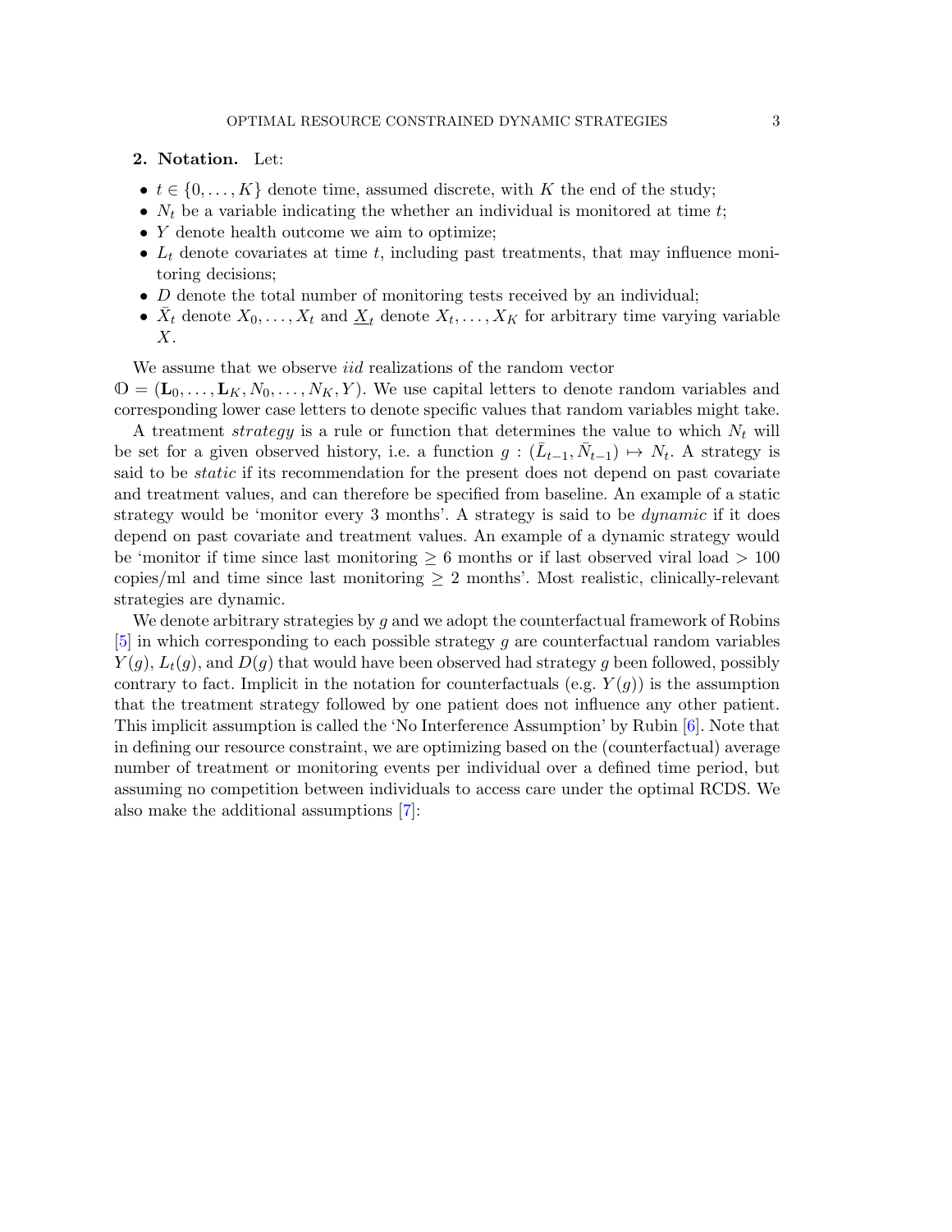## 2. Notation.

Let:

- $t \in \{0, \ldots, K\}$ denote time, assumed discrete, with $K$ the end of the study;
- $N_t$ be a variable indicating the whether an individual is monitored at time $t$;
- $Y$ denote health outcome we aim to optimize;
- $L_t$ denote covariates at time $t$, including past treatments, that may influence monitoring decisions;
- $D$ denote the total number of monitoring tests received by an individual;
- $\bar{X}_t$ denote $X_0, \ldots, X_t$ and $\underline{X}_t$ denote $X_t, \ldots, X_K$ for arbitrary time varying variable $X$.

We assume that we observe *iid* realizations of the random vector $\mathbb{O} = (\mathbf{L}_0, \ldots, \mathbf{L}_K, N_0, \ldots, N_K, Y)$. We use capital letters to denote random variables and corresponding lower case letters to denote specific values that random variables might take.

A treatment *strategy* is a rule or function that determines the value to which $N_t$ will be set for a given observed history, i.e. a function $g : (\bar{L}_{t-1}, \bar{N}_{t-1}) \mapsto N_t$. A strategy is said to be *static* if its recommendation for the present does not depend on past covariate and treatment values, and can therefore be specified from baseline. An example of a static strategy would be 'monitor every 3 months'. A strategy is said to be *dynamic* if it does depend on past covariate and treatment values. An example of a dynamic strategy would be 'monitor if time since last monitoring $\geq 6$ months or if last observed viral load $> 100$ copies/ml and time since last monitoring $\geq 2$ months'. Most realistic, clinically-relevant strategies are dynamic.

We denote arbitrary strategies by $g$ and we adopt the counterfactual framework of Robins [5] in which corresponding to each possible strategy $g$ are counterfactual random variables $Y(g)$, $L_t(g)$, and $D(g)$ that would have been observed had strategy $g$ been followed, possibly contrary to fact. Implicit in the notation for counterfactuals (e.g. $Y(g)$) is the assumption that the treatment strategy followed by one patient does not influence any other patient. This implicit assumption is called the 'No Interference Assumption' by Rubin [6]. Note that in defining our resource constraint, we are optimizing based on the (counterfactual) average number of treatment or monitoring events per individual over a defined time period, but assuming no competition between individuals to access care under the optimal RCDS. We also make the additional assumptions [7]: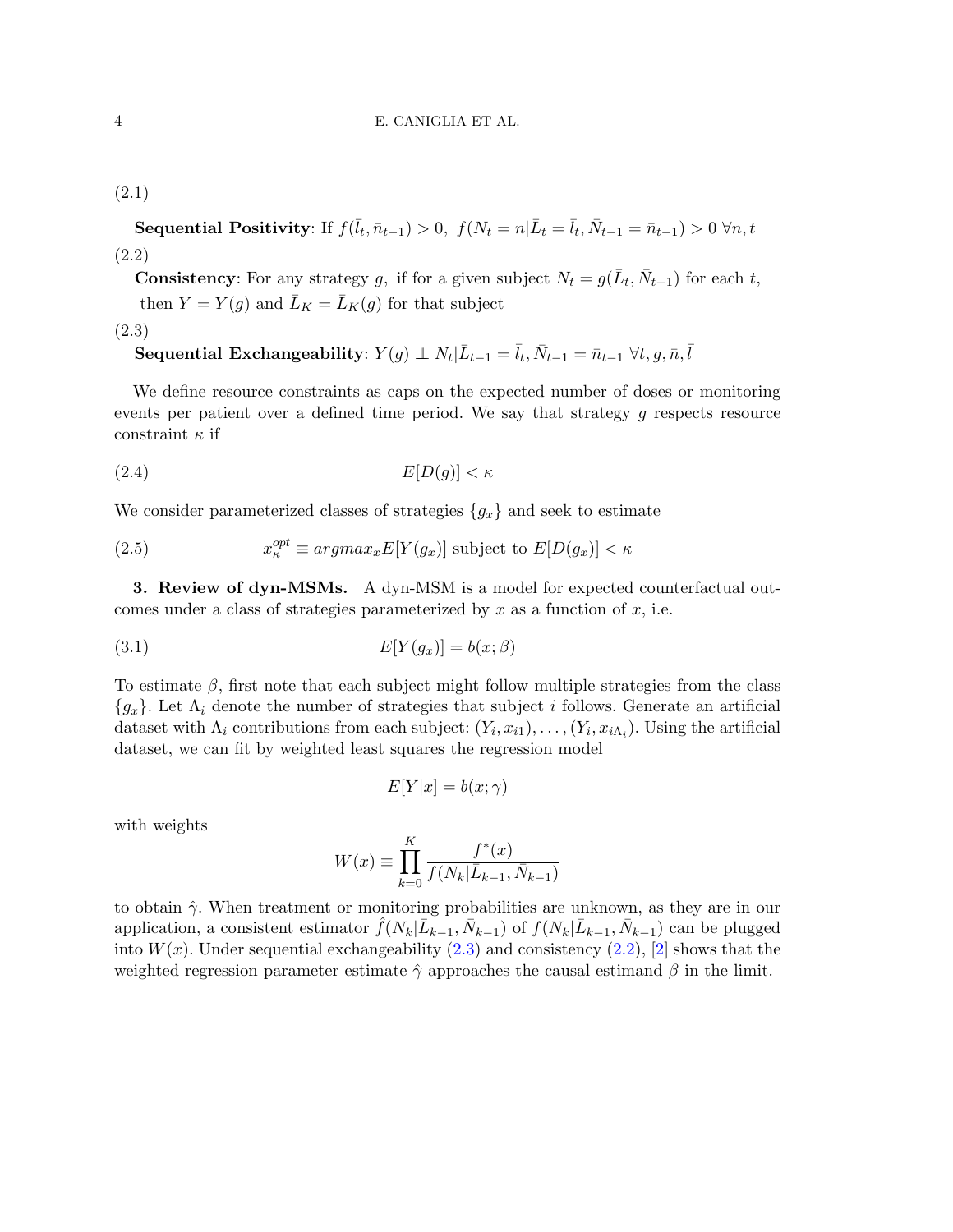(2.1)

**Sequential Positivity**: If $f(\bar{l}_t, \bar{n}_{t-1}) > 0,\ f(N_t = n|\bar{L}_t = \bar{l}_t, \bar{N}_{t-1} = \bar{n}_{t-1}) > 0\ \forall n, t$

(2.2)

**Consistency**: For any strategy $g$, if for a given subject $N_t = g(\bar{L}_t, \bar{N}_{t-1})$ for each $t$, then $Y = Y(g)$ and $\bar{L}_K = \bar{L}_K(g)$ for that subject

(2.3)

**Sequential Exchangeability**: $Y(g) \perp\!\!\!\perp N_t|\bar{L}_{t-1} = \bar{l}_t, \bar{N}_{t-1} = \bar{n}_{t-1}\ \forall t, g, \bar{n}, \bar{l}$

We define resource constraints as caps on the expected number of doses or monitoring events per patient over a defined time period. We say that strategy $g$ respects resource constraint $\kappa$ if

$$E[D(g)] < \kappa \tag{2.4}$$

We consider parameterized classes of strategies $\{g_x\}$ and seek to estimate

$$x_\kappa^{opt} \equiv argmax_x E[Y(g_x)] \text{ subject to } E[D(g_x)] < \kappa \tag{2.5}$$

**3. Review of dyn-MSMs.** A dyn-MSM is a model for expected counterfactual outcomes under a class of strategies parameterized by $x$ as a function of $x$, i.e.

$$E[Y(g_x)] = b(x; \beta) \tag{3.1}$$

To estimate $\beta$, first note that each subject might follow multiple strategies from the class $\{g_x\}$. Let $\Lambda_i$ denote the number of strategies that subject $i$ follows. Generate an artificial dataset with $\Lambda_i$ contributions from each subject: $(Y_i, x_{i1}), \ldots, (Y_i, x_{i\Lambda_i})$. Using the artificial dataset, we can fit by weighted least squares the regression model

$$E[Y|x] = b(x; \gamma)$$

with weights

$$W(x) \equiv \prod_{k=0}^{K} \frac{f^*(x)}{f(N_k|\bar{L}_{k-1}, \bar{N}_{k-1})}$$

to obtain $\hat{\gamma}$. When treatment or monitoring probabilities are unknown, as they are in our application, a consistent estimator $\hat{f}(N_k|\bar{L}_{k-1}, \bar{N}_{k-1})$ of $f(N_k|\bar{L}_{k-1}, \bar{N}_{k-1})$ can be plugged into $W(x)$. Under sequential exchangeability (2.3) and consistency (2.2), [2] shows that the weighted regression parameter estimate $\hat{\gamma}$ approaches the causal estimand $\beta$ in the limit.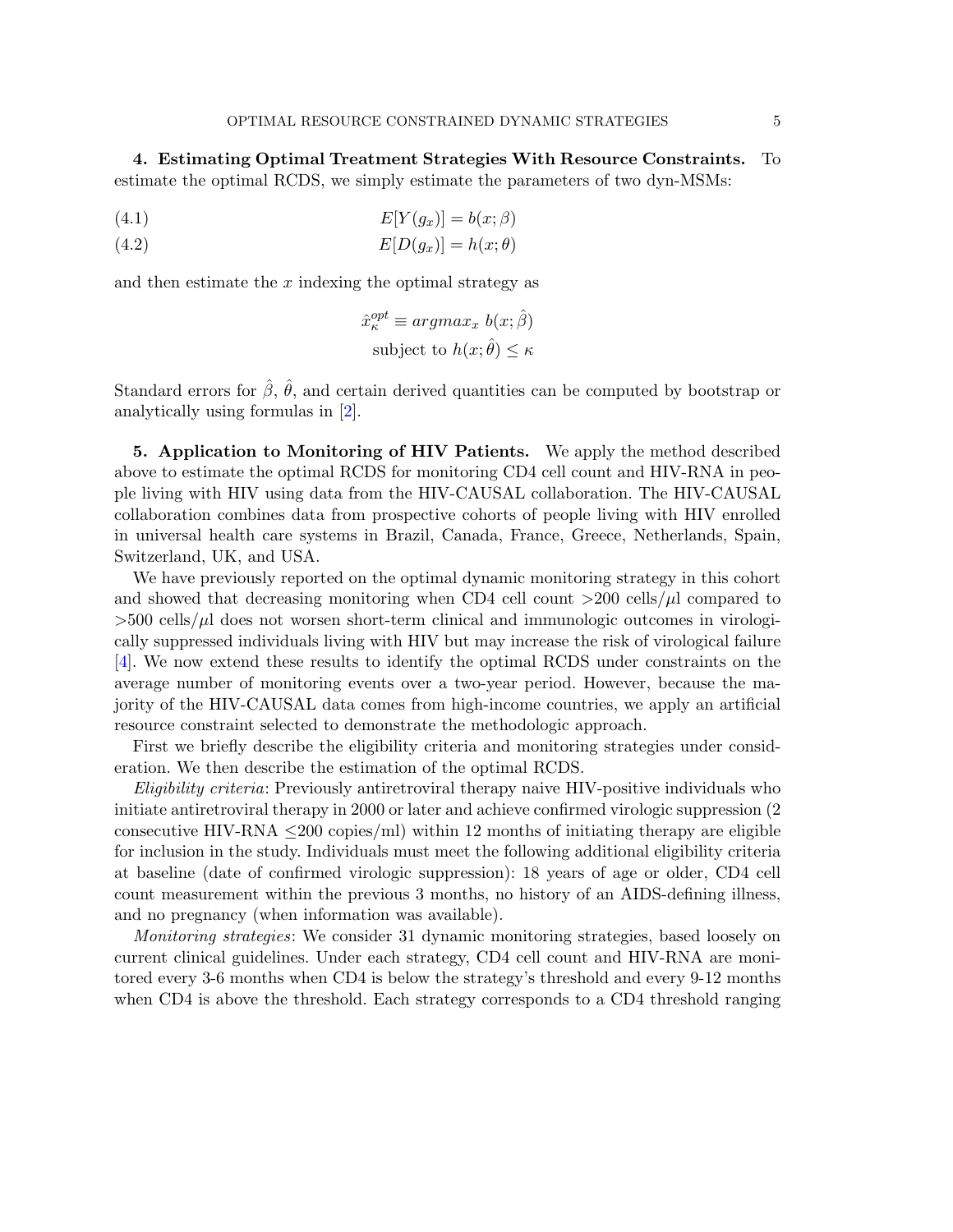**4. Estimating Optimal Treatment Strategies With Resource Constraints.** To estimate the optimal RCDS, we simply estimate the parameters of two dyn-MSMs:

$$E[Y(g_x)] = b(x;\beta) \tag{4.1}$$

$$E[D(g_x)] = h(x;\theta) \tag{4.2}$$

and then estimate the $x$ indexing the optimal strategy as

$$\hat{x}^{opt}_{\kappa} \equiv argmax_x \ b(x;\hat{\beta})$$
$$\text{subject to } h(x;\hat{\theta}) \leq \kappa$$

Standard errors for $\hat{\beta}$, $\hat{\theta}$, and certain derived quantities can be computed by bootstrap or analytically using formulas in [2].

**5. Application to Monitoring of HIV Patients.** We apply the method described above to estimate the optimal RCDS for monitoring CD4 cell count and HIV-RNA in people living with HIV using data from the HIV-CAUSAL collaboration. The HIV-CAUSAL collaboration combines data from prospective cohorts of people living with HIV enrolled in universal health care systems in Brazil, Canada, France, Greece, Netherlands, Spain, Switzerland, UK, and USA.

We have previously reported on the optimal dynamic monitoring strategy in this cohort and showed that decreasing monitoring when CD4 cell count >200 cells/$\mu$l compared to >500 cells/$\mu$l does not worsen short-term clinical and immunologic outcomes in virologically suppressed individuals living with HIV but may increase the risk of virological failure [4]. We now extend these results to identify the optimal RCDS under constraints on the average number of monitoring events over a two-year period. However, because the majority of the HIV-CAUSAL data comes from high-income countries, we apply an artificial resource constraint selected to demonstrate the methodologic approach.

First we briefly describe the eligibility criteria and monitoring strategies under consideration. We then describe the estimation of the optimal RCDS.

*Eligibility criteria*: Previously antiretroviral therapy naive HIV-positive individuals who initiate antiretroviral therapy in 2000 or later and achieve confirmed virologic suppression (2 consecutive HIV-RNA ≤200 copies/ml) within 12 months of initiating therapy are eligible for inclusion in the study. Individuals must meet the following additional eligibility criteria at baseline (date of confirmed virologic suppression): 18 years of age or older, CD4 cell count measurement within the previous 3 months, no history of an AIDS-defining illness, and no pregnancy (when information was available).

*Monitoring strategies*: We consider 31 dynamic monitoring strategies, based loosely on current clinical guidelines. Under each strategy, CD4 cell count and HIV-RNA are monitored every 3-6 months when CD4 is below the strategy's threshold and every 9-12 months when CD4 is above the threshold. Each strategy corresponds to a CD4 threshold ranging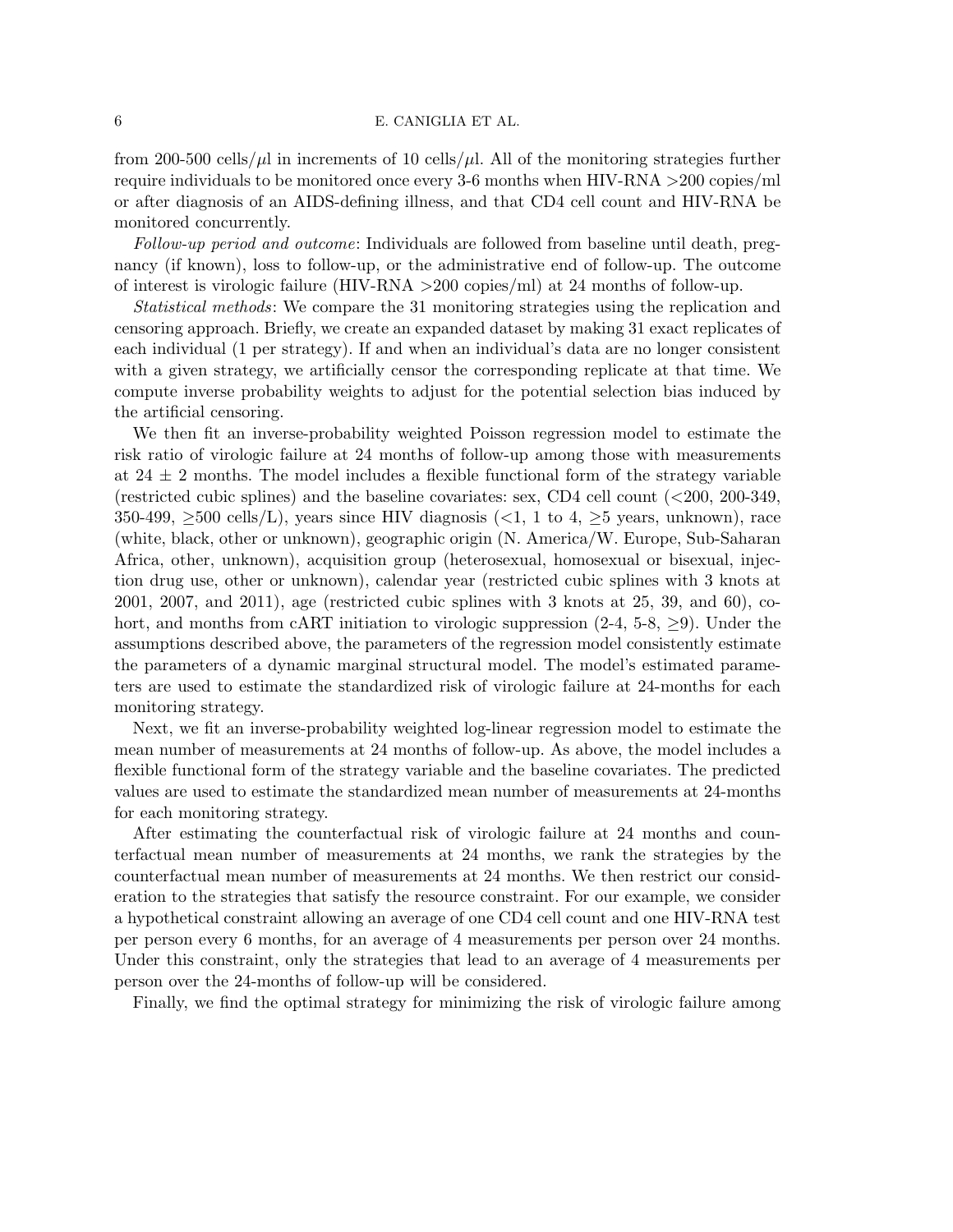from 200-500 cells/$\mu$l in increments of 10 cells/$\mu$l. All of the monitoring strategies further require individuals to be monitored once every 3-6 months when HIV-RNA >200 copies/ml or after diagnosis of an AIDS-defining illness, and that CD4 cell count and HIV-RNA be monitored concurrently.

*Follow-up period and outcome*: Individuals are followed from baseline until death, pregnancy (if known), loss to follow-up, or the administrative end of follow-up. The outcome of interest is virologic failure (HIV-RNA >200 copies/ml) at 24 months of follow-up.

*Statistical methods*: We compare the 31 monitoring strategies using the replication and censoring approach. Briefly, we create an expanded dataset by making 31 exact replicates of each individual (1 per strategy). If and when an individual's data are no longer consistent with a given strategy, we artificially censor the corresponding replicate at that time. We compute inverse probability weights to adjust for the potential selection bias induced by the artificial censoring.

We then fit an inverse-probability weighted Poisson regression model to estimate the risk ratio of virologic failure at 24 months of follow-up among those with measurements at $24 \pm 2$ months. The model includes a flexible functional form of the strategy variable (restricted cubic splines) and the baseline covariates: sex, CD4 cell count (<200, 200-349, 350-499, $\geq$500 cells/L), years since HIV diagnosis (<1, 1 to 4, $\geq$5 years, unknown), race (white, black, other or unknown), geographic origin (N. America/W. Europe, Sub-Saharan Africa, other, unknown), acquisition group (heterosexual, homosexual or bisexual, injection drug use, other or unknown), calendar year (restricted cubic splines with 3 knots at 2001, 2007, and 2011), age (restricted cubic splines with 3 knots at 25, 39, and 60), cohort, and months from cART initiation to virologic suppression (2-4, 5-8, $\geq$9). Under the assumptions described above, the parameters of the regression model consistently estimate the parameters of a dynamic marginal structural model. The model's estimated parameters are used to estimate the standardized risk of virologic failure at 24-months for each monitoring strategy.

Next, we fit an inverse-probability weighted log-linear regression model to estimate the mean number of measurements at 24 months of follow-up. As above, the model includes a flexible functional form of the strategy variable and the baseline covariates. The predicted values are used to estimate the standardized mean number of measurements at 24-months for each monitoring strategy.

After estimating the counterfactual risk of virologic failure at 24 months and counterfactual mean number of measurements at 24 months, we rank the strategies by the counterfactual mean number of measurements at 24 months. We then restrict our consideration to the strategies that satisfy the resource constraint. For our example, we consider a hypothetical constraint allowing an average of one CD4 cell count and one HIV-RNA test per person every 6 months, for an average of 4 measurements per person over 24 months. Under this constraint, only the strategies that lead to an average of 4 measurements per person over the 24-months of follow-up will be considered.

Finally, we find the optimal strategy for minimizing the risk of virologic failure among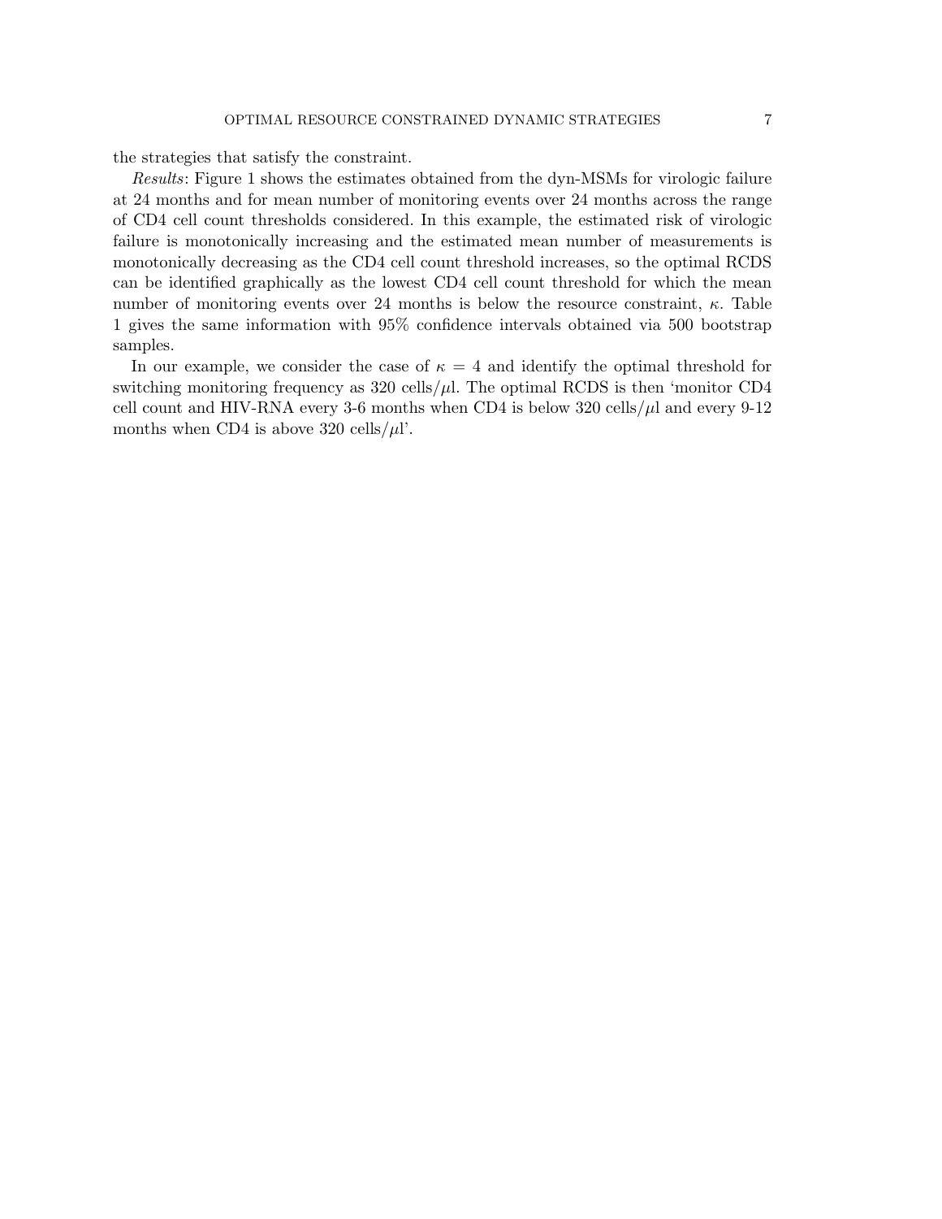the strategies that satisfy the constraint.

*Results*: Figure 1 shows the estimates obtained from the dyn-MSMs for virologic failure at 24 months and for mean number of monitoring events over 24 months across the range of CD4 cell count thresholds considered. In this example, the estimated risk of virologic failure is monotonically increasing and the estimated mean number of measurements is monotonically decreasing as the CD4 cell count threshold increases, so the optimal RCDS can be identified graphically as the lowest CD4 cell count threshold for which the mean number of monitoring events over 24 months is below the resource constraint, $\kappa$. Table 1 gives the same information with 95% confidence intervals obtained via 500 bootstrap samples.

In our example, we consider the case of $\kappa = 4$ and identify the optimal threshold for switching monitoring frequency as 320 cells/$\mu$l. The optimal RCDS is then 'monitor CD4 cell count and HIV-RNA every 3-6 months when CD4 is below 320 cells/$\mu$l and every 9-12 months when CD4 is above 320 cells/$\mu$l'.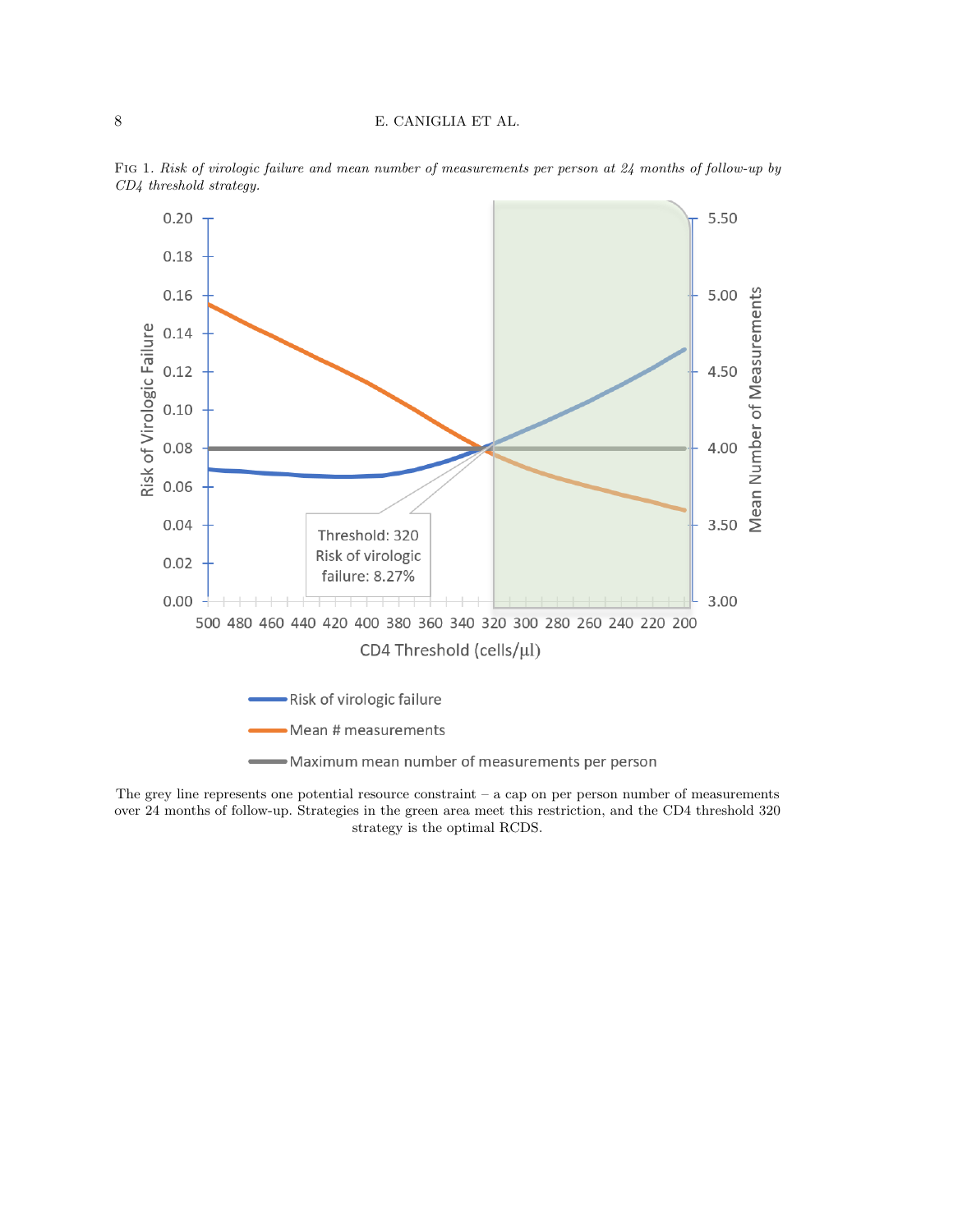Fig 1. *Risk of virologic failure and mean number of measurements per person at 24 months of follow-up by CD4 threshold strategy.*

The grey line represents one potential resource constraint – a cap on per person number of measurements over 24 months of follow-up. Strategies in the green area meet this restriction, and the CD4 threshold 320 strategy is the optimal RCDS.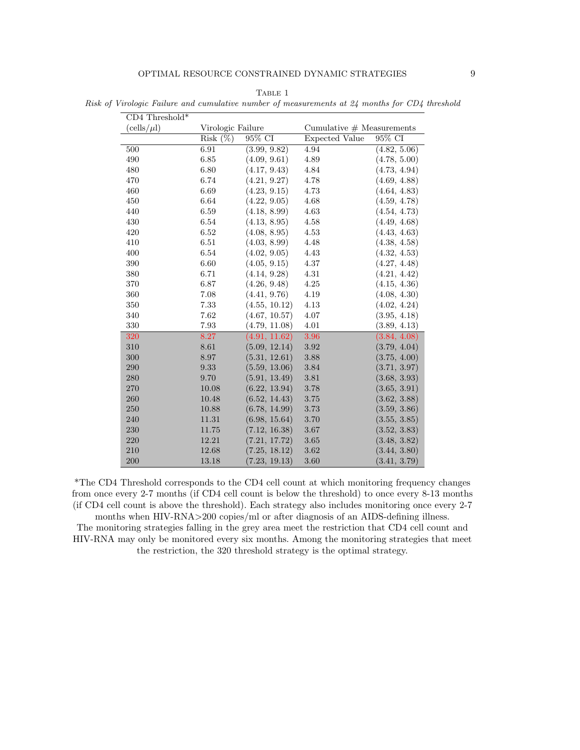Table 1

*Risk of Virologic Failure and cumulative number of measurements at 24 months for CD4 threshold*

| CD4 Threshold* (cells/$\mu$l) | Virologic Failure | | Cumulative # Measurements | |
|---|---|---|---|---|
| | Risk (%) | 95% CI | Expected Value | 95% CI |
| 500 | 6.91 | (3.99, 9.82) | 4.94 | (4.82, 5.06) |
| 490 | 6.85 | (4.09, 9.61) | 4.89 | (4.78, 5.00) |
| 480 | 6.80 | (4.17, 9.43) | 4.84 | (4.73, 4.94) |
| 470 | 6.74 | (4.21, 9.27) | 4.78 | (4.69, 4.88) |
| 460 | 6.69 | (4.23, 9.15) | 4.73 | (4.64, 4.83) |
| 450 | 6.64 | (4.22, 9.05) | 4.68 | (4.59, 4.78) |
| 440 | 6.59 | (4.18, 8.99) | 4.63 | (4.54, 4.73) |
| 430 | 6.54 | (4.13, 8.95) | 4.58 | (4.49, 4.68) |
| 420 | 6.52 | (4.08, 8.95) | 4.53 | (4.43, 4.63) |
| 410 | 6.51 | (4.03, 8.99) | 4.48 | (4.38, 4.58) |
| 400 | 6.54 | (4.02, 9.05) | 4.43 | (4.32, 4.53) |
| 390 | 6.60 | (4.05, 9.15) | 4.37 | (4.27, 4.48) |
| 380 | 6.71 | (4.14, 9.28) | 4.31 | (4.21, 4.42) |
| 370 | 6.87 | (4.26, 9.48) | 4.25 | (4.15, 4.36) |
| 360 | 7.08 | (4.41, 9.76) | 4.19 | (4.08, 4.30) |
| 350 | 7.33 | (4.55, 10.12) | 4.13 | (4.02, 4.24) |
| 340 | 7.62 | (4.67, 10.57) | 4.07 | (3.95, 4.18) |
| 330 | 7.93 | (4.79, 11.08) | 4.01 | (3.89, 4.13) |
| 320 | 8.27 | (4.91, 11.62) | 3.96 | (3.84, 4.08) |
| 310 | 8.61 | (5.09, 12.14) | 3.92 | (3.79, 4.04) |
| 300 | 8.97 | (5.31, 12.61) | 3.88 | (3.75, 4.00) |
| 290 | 9.33 | (5.59, 13.06) | 3.84 | (3.71, 3.97) |
| 280 | 9.70 | (5.91, 13.49) | 3.81 | (3.68, 3.93) |
| 270 | 10.08 | (6.22, 13.94) | 3.78 | (3.65, 3.91) |
| 260 | 10.48 | (6.52, 14.43) | 3.75 | (3.62, 3.88) |
| 250 | 10.88 | (6.78, 14.99) | 3.73 | (3.59, 3.86) |
| 240 | 11.31 | (6.98, 15.64) | 3.70 | (3.55, 3.85) |
| 230 | 11.75 | (7.12, 16.38) | 3.67 | (3.52, 3.83) |
| 220 | 12.21 | (7.21, 17.72) | 3.65 | (3.48, 3.82) |
| 210 | 12.68 | (7.25, 18.12) | 3.62 | (3.44, 3.80) |
| 200 | 13.18 | (7.23, 19.13) | 3.60 | (3.41, 3.79) |

*The CD4 Threshold corresponds to the CD4 cell count at which monitoring frequency changes from once every 2-7 months (if CD4 cell count is below the threshold) to once every 8-13 months (if CD4 cell count is above the threshold). Each strategy also includes monitoring once every 2-7 months when HIV-RNA>200 copies/ml or after diagnosis of an AIDS-defining illness.
The monitoring strategies falling in the grey area meet the restriction that CD4 cell count and HIV-RNA may only be monitored every six months. Among the monitoring strategies that meet the restriction, the 320 threshold strategy is the optimal strategy.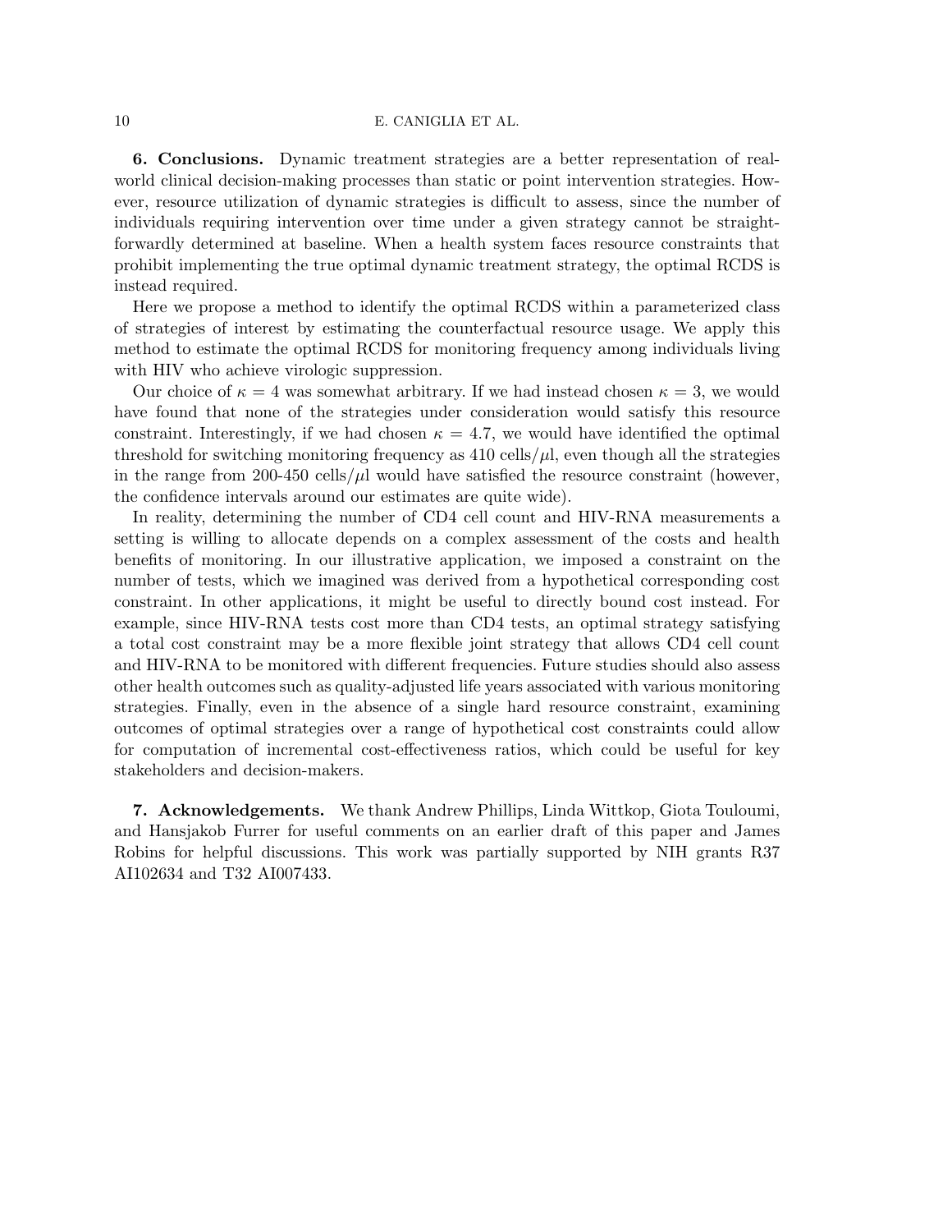**6. Conclusions.** Dynamic treatment strategies are a better representation of real-world clinical decision-making processes than static or point intervention strategies. However, resource utilization of dynamic strategies is difficult to assess, since the number of individuals requiring intervention over time under a given strategy cannot be straightforwardly determined at baseline. When a health system faces resource constraints that prohibit implementing the true optimal dynamic treatment strategy, the optimal RCDS is instead required.

Here we propose a method to identify the optimal RCDS within a parameterized class of strategies of interest by estimating the counterfactual resource usage. We apply this method to estimate the optimal RCDS for monitoring frequency among individuals living with HIV who achieve virologic suppression.

Our choice of $\kappa = 4$ was somewhat arbitrary. If we had instead chosen $\kappa = 3$, we would have found that none of the strategies under consideration would satisfy this resource constraint. Interestingly, if we had chosen $\kappa = 4.7$, we would have identified the optimal threshold for switching monitoring frequency as 410 cells/$\mu$l, even though all the strategies in the range from 200-450 cells/$\mu$l would have satisfied the resource constraint (however, the confidence intervals around our estimates are quite wide).

In reality, determining the number of CD4 cell count and HIV-RNA measurements a setting is willing to allocate depends on a complex assessment of the costs and health benefits of monitoring. In our illustrative application, we imposed a constraint on the number of tests, which we imagined was derived from a hypothetical corresponding cost constraint. In other applications, it might be useful to directly bound cost instead. For example, since HIV-RNA tests cost more than CD4 tests, an optimal strategy satisfying a total cost constraint may be a more flexible joint strategy that allows CD4 cell count and HIV-RNA to be monitored with different frequencies. Future studies should also assess other health outcomes such as quality-adjusted life years associated with various monitoring strategies. Finally, even in the absence of a single hard resource constraint, examining outcomes of optimal strategies over a range of hypothetical cost constraints could allow for computation of incremental cost-effectiveness ratios, which could be useful for key stakeholders and decision-makers.

**7. Acknowledgements.** We thank Andrew Phillips, Linda Wittkop, Giota Touloumi, and Hansjakob Furrer for useful comments on an earlier draft of this paper and James Robins for helpful discussions. This work was partially supported by NIH grants R37 AI102634 and T32 AI007433.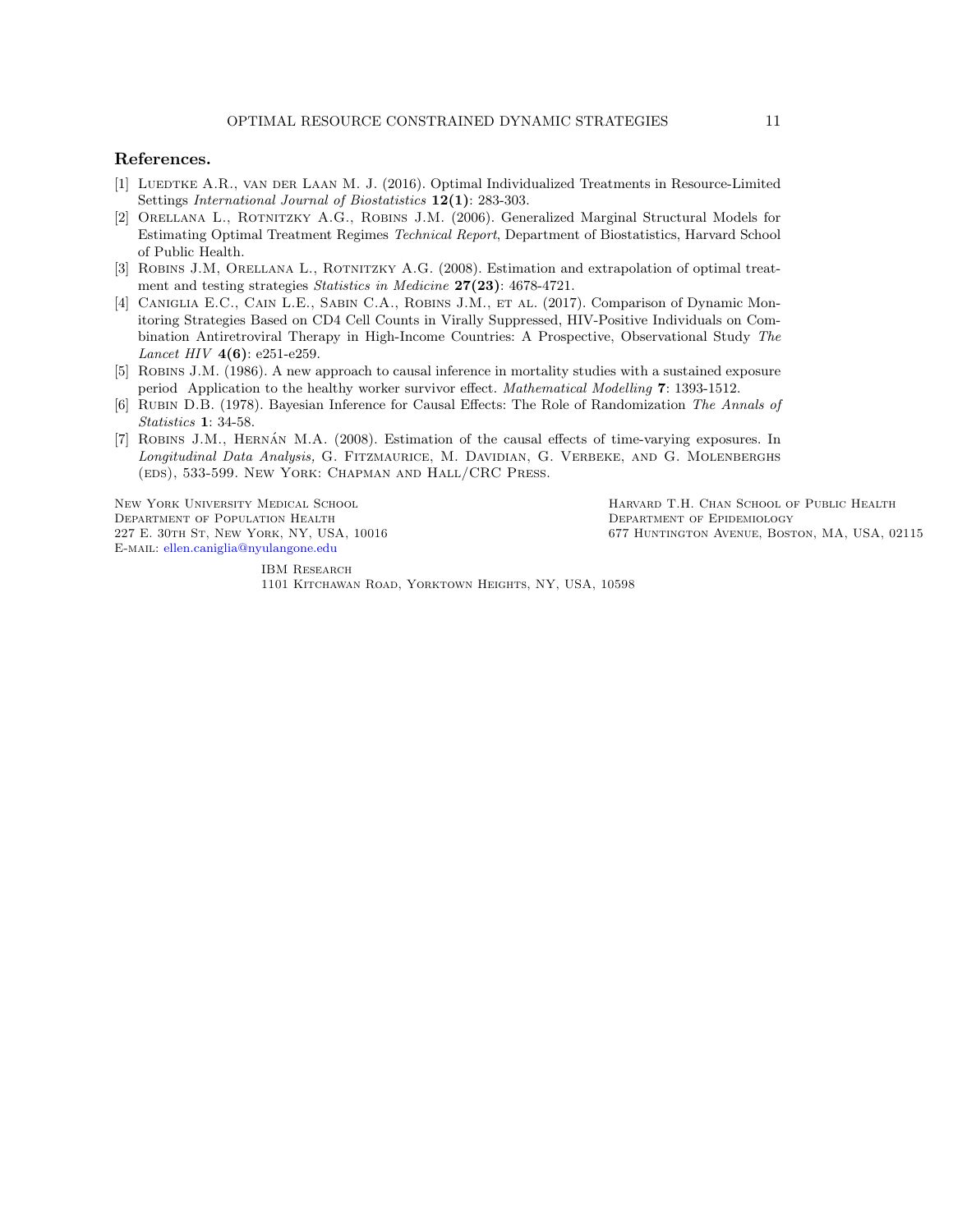## References.

[1] Luedtke A.R., van der Laan M. J. (2016). Optimal Individualized Treatments in Resource-Limited Settings *International Journal of Biostatistics* **12(1)**: 283-303.

[2] Orellana L., Rotnitzky A.G., Robins J.M. (2006). Generalized Marginal Structural Models for Estimating Optimal Treatment Regimes *Technical Report*, Department of Biostatistics, Harvard School of Public Health.

[3] Robins J.M, Orellana L., Rotnitzky A.G. (2008). Estimation and extrapolation of optimal treatment and testing strategies *Statistics in Medicine* **27(23)**: 4678-4721.

[4] Caniglia E.C., Cain L.E., Sabin C.A., Robins J.M., et al. (2017). Comparison of Dynamic Monitoring Strategies Based on CD4 Cell Counts in Virally Suppressed, HIV-Positive Individuals on Combination Antiretroviral Therapy in High-Income Countries: A Prospective, Observational Study *The Lancet HIV* **4(6)**: e251-e259.

[5] Robins J.M. (1986). A new approach to causal inference in mortality studies with a sustained exposure period Application to the healthy worker survivor effect. *Mathematical Modelling* **7**: 1393-1512.

[6] Rubin D.B. (1978). Bayesian Inference for Causal Effects: The Role of Randomization *The Annals of Statistics* **1**: 34-58.

[7] Robins J.M., Hernán M.A. (2008). Estimation of the causal effects of time-varying exposures. In *Longitudinal Data Analysis,* G. Fitzmaurice, M. Davidian, G. Verbeke, and G. Molenberghs (eds), 533-599. New York: Chapman and Hall/CRC Press.

New York University Medical School
Department of Population Health
227 E. 30th St, New York, NY, USA, 10016
E-mail: ellen.caniglia@nyulangone.edu

Harvard T.H. Chan School of Public Health
Department of Epidemiology
677 Huntington Avenue, Boston, MA, USA, 02115

IBM Research
1101 Kitchawan Road, Yorktown Heights, NY, USA, 10598